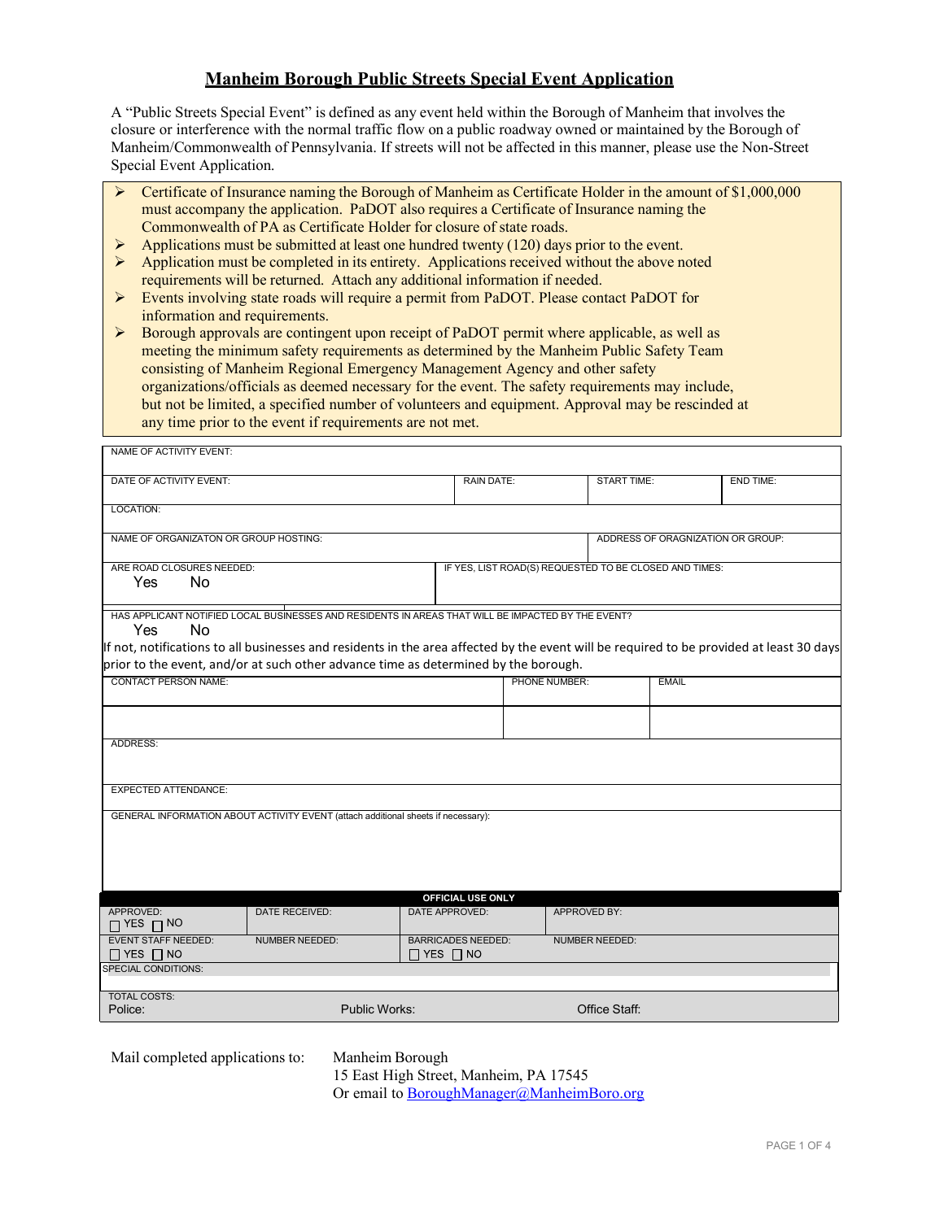# Manheim Borough Public Streets Special Event Application

A "Public Streets Special Event" is defined as any event held within the Borough of Manheim that involves the closure or interference with the normal traffic flow on a public roadway owned or maintained by the Borough of Manheim/Commonwealth of Pennsylvania. If streets will not be affected in this manner, please use the Non-Street Special Event Application.

- Certificate of Insurance naming the Borough of Manheim as Certificate Holder in the amount of $1,000,000 must accompany the application. PaDOT also requires a Certificate of Insurance naming the Commonwealth of PA as Certificate Holder for closure of state roads.
- Applications must be submitted at least one hundred twenty (120) days prior to the event.
- Application must be completed in its entirety. Applications received without the above noted requirements will be returned. Attach any additional information if needed.
- Events involving state roads will require a permit from PaDOT. Please contact PaDOT for information and requirements.
- Borough approvals are contingent upon receipt of PaDOT permit where applicable, as well as meeting the minimum safety requirements as determined by the Manheim Public Safety Team consisting of Manheim Regional Emergency Management Agency and other safety organizations/officials as deemed necessary for the event. The safety requirements may include, but not be limited, a specified number of volunteers and equipment. Approval may be rescinded at any time prior to the event if requirements are not met.

| NAME OF ACTIVITY EVENT: | | | |
|---|---|---|---|
| DATE OF ACTIVITY EVENT: | RAIN DATE: | START TIME: | END TIME: |
| LOCATION: | | | |
| NAME OF ORGANIZATON OR GROUP HOSTING: | | ADDRESS OF ORAGNIZATION OR GROUP: | |
| ARE ROAD CLOSURES NEEDED: Yes No | IF YES, LIST ROAD(S) REQUESTED TO BE CLOSED AND TIMES: | | |

HAS APPLICANT NOTIFIED LOCAL BUSINESSES AND RESIDENTS IN AREAS THAT WILL BE IMPACTED BY THE EVENT?
Yes No

If not, notifications to all businesses and residents in the area affected by the event will be required to be provided at least 30 days prior to the event, and/or at such other advance time as determined by the borough.

| CONTACT PERSON NAME: | PHONE NUMBER: | EMAIL |
|---|---|---|
| | | |
| ADDRESS: | | |
| EXPECTED ATTENDANCE: | | |
| GENERAL INFORMATION ABOUT ACTIVITY EVENT (attach additional sheets if necessary): | | |

**OFFICIAL USE ONLY**

| APPROVED: ☐ YES ☐ NO | DATE RECEIVED: | DATE APPROVED: | APPROVED BY: |
|---|---|---|---|
| EVENT STAFF NEEDED: ☐ YES ☐ NO | NUMBER NEEDED: | BARRICADES NEEDED: ☐ YES ☐ NO | NUMBER NEEDED: |
| SPECIAL CONDITIONS: | | | |
| TOTAL COSTS: Police: | Public Works: | | Office Staff: |

Mail completed applications to: Manheim Borough
15 East High Street, Manheim, PA 17545
Or email to BoroughManager@ManheimBoro.org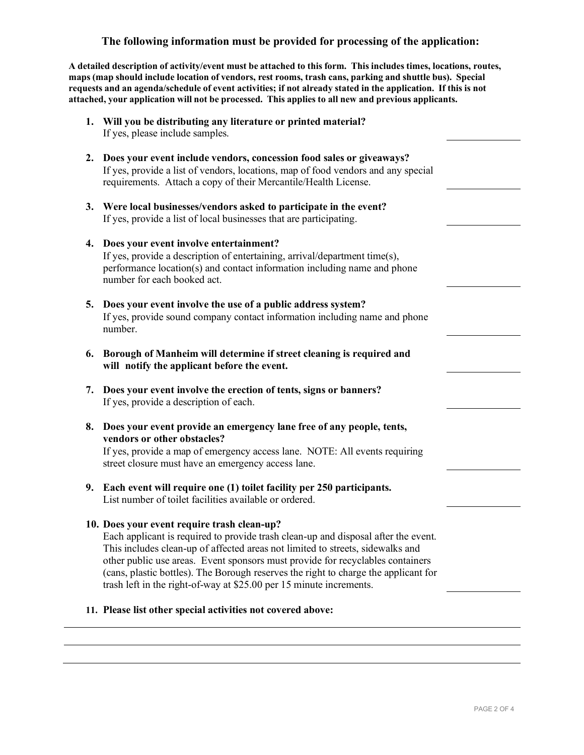## The following information must be provided for processing of the application:

**A detailed description of activity/event must be attached to this form. This includes times, locations, routes, maps (map should include location of vendors, rest rooms, trash cans, parking and shuttle bus). Special requests and an agenda/schedule of event activities; if not already stated in the application. If this is not attached, your application will not be processed. This applies to all new and previous applicants.**

1. **Will you be distributing any literature or printed material?**
   If yes, please include samples. \_\_\_\_\_\_\_\_\_\_

2. **Does your event include vendors, concession food sales or giveaways?**
   If yes, provide a list of vendors, locations, map of food vendors and any special requirements. Attach a copy of their Mercantile/Health License. \_\_\_\_\_\_\_\_\_\_

3. **Were local businesses/vendors asked to participate in the event?**
   If yes, provide a list of local businesses that are participating. \_\_\_\_\_\_\_\_\_\_

4. **Does your event involve entertainment?**
   If yes, provide a description of entertaining, arrival/department time(s), performance location(s) and contact information including name and phone number for each booked act. \_\_\_\_\_\_\_\_\_\_

5. **Does your event involve the use of a public address system?**
   If yes, provide sound company contact information including name and phone number. \_\_\_\_\_\_\_\_\_\_

6. **Borough of Manheim will determine if street cleaning is required and will notify the applicant before the event.** \_\_\_\_\_\_\_\_\_\_

7. **Does your event involve the erection of tents, signs or banners?**
   If yes, provide a description of each. \_\_\_\_\_\_\_\_\_\_

8. **Does your event provide an emergency lane free of any people, tents, vendors or other obstacles?**
   If yes, provide a map of emergency access lane. NOTE: All events requiring street closure must have an emergency access lane. \_\_\_\_\_\_\_\_\_\_

9. **Each event will require one (1) toilet facility per 250 participants.**
   List number of toilet facilities available or ordered. \_\_\_\_\_\_\_\_\_\_

10. **Does your event require trash clean-up?**
    Each applicant is required to provide trash clean-up and disposal after the event. This includes clean-up of affected areas not limited to streets, sidewalks and other public use areas. Event sponsors must provide for recyclables containers (cans, plastic bottles). The Borough reserves the right to charge the applicant for trash left in the right-of-way at $25.00 per 15 minute increments. \_\_\_\_\_\_\_\_\_\_

11. **Please list other special activities not covered above:**

\_\_\_\_\_\_\_\_\_\_\_\_\_\_\_\_\_\_\_\_\_\_\_\_\_\_\_\_\_\_\_\_\_\_\_\_\_\_\_\_\_\_\_\_\_\_\_\_\_\_\_\_\_\_\_\_

\_\_\_\_\_\_\_\_\_\_\_\_\_\_\_\_\_\_\_\_\_\_\_\_\_\_\_\_\_\_\_\_\_\_\_\_\_\_\_\_\_\_\_\_\_\_\_\_\_\_\_\_\_\_\_\_

\_\_\_\_\_\_\_\_\_\_\_\_\_\_\_\_\_\_\_\_\_\_\_\_\_\_\_\_\_\_\_\_\_\_\_\_\_\_\_\_\_\_\_\_\_\_\_\_\_\_\_\_\_\_\_\_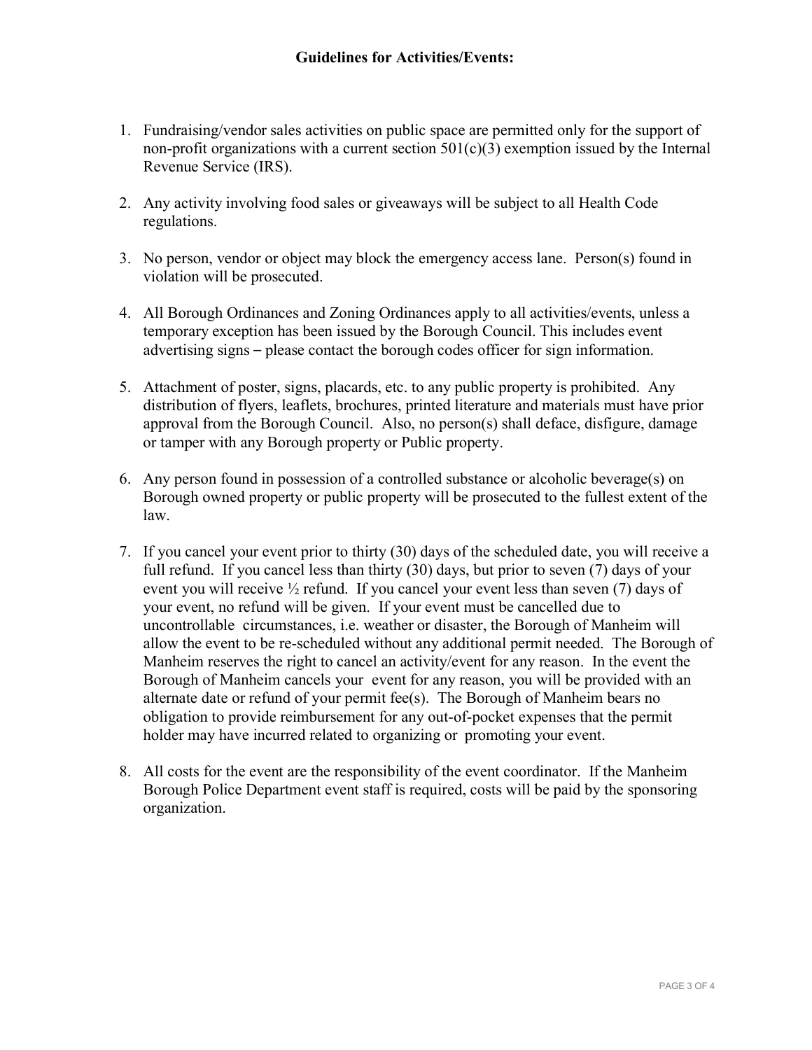**Guidelines for Activities/Events:**

1. Fundraising/vendor sales activities on public space are permitted only for the support of non-profit organizations with a current section 501(c)(3) exemption issued by the Internal Revenue Service (IRS).

2. Any activity involving food sales or giveaways will be subject to all Health Code regulations.

3. No person, vendor or object may block the emergency access lane. Person(s) found in violation will be prosecuted.

4. All Borough Ordinances and Zoning Ordinances apply to all activities/events, unless a temporary exception has been issued by the Borough Council. This includes event advertising signs – please contact the borough codes officer for sign information.

5. Attachment of poster, signs, placards, etc. to any public property is prohibited. Any distribution of flyers, leaflets, brochures, printed literature and materials must have prior approval from the Borough Council. Also, no person(s) shall deface, disfigure, damage or tamper with any Borough property or Public property.

6. Any person found in possession of a controlled substance or alcoholic beverage(s) on Borough owned property or public property will be prosecuted to the fullest extent of the law.

7. If you cancel your event prior to thirty (30) days of the scheduled date, you will receive a full refund. If you cancel less than thirty (30) days, but prior to seven (7) days of your event you will receive ½ refund. If you cancel your event less than seven (7) days of your event, no refund will be given. If your event must be cancelled due to uncontrollable circumstances, i.e. weather or disaster, the Borough of Manheim will allow the event to be re-scheduled without any additional permit needed. The Borough of Manheim reserves the right to cancel an activity/event for any reason. In the event the Borough of Manheim cancels your event for any reason, you will be provided with an alternate date or refund of your permit fee(s). The Borough of Manheim bears no obligation to provide reimbursement for any out-of-pocket expenses that the permit holder may have incurred related to organizing or promoting your event.

8. All costs for the event are the responsibility of the event coordinator. If the Manheim Borough Police Department event staff is required, costs will be paid by the sponsoring organization.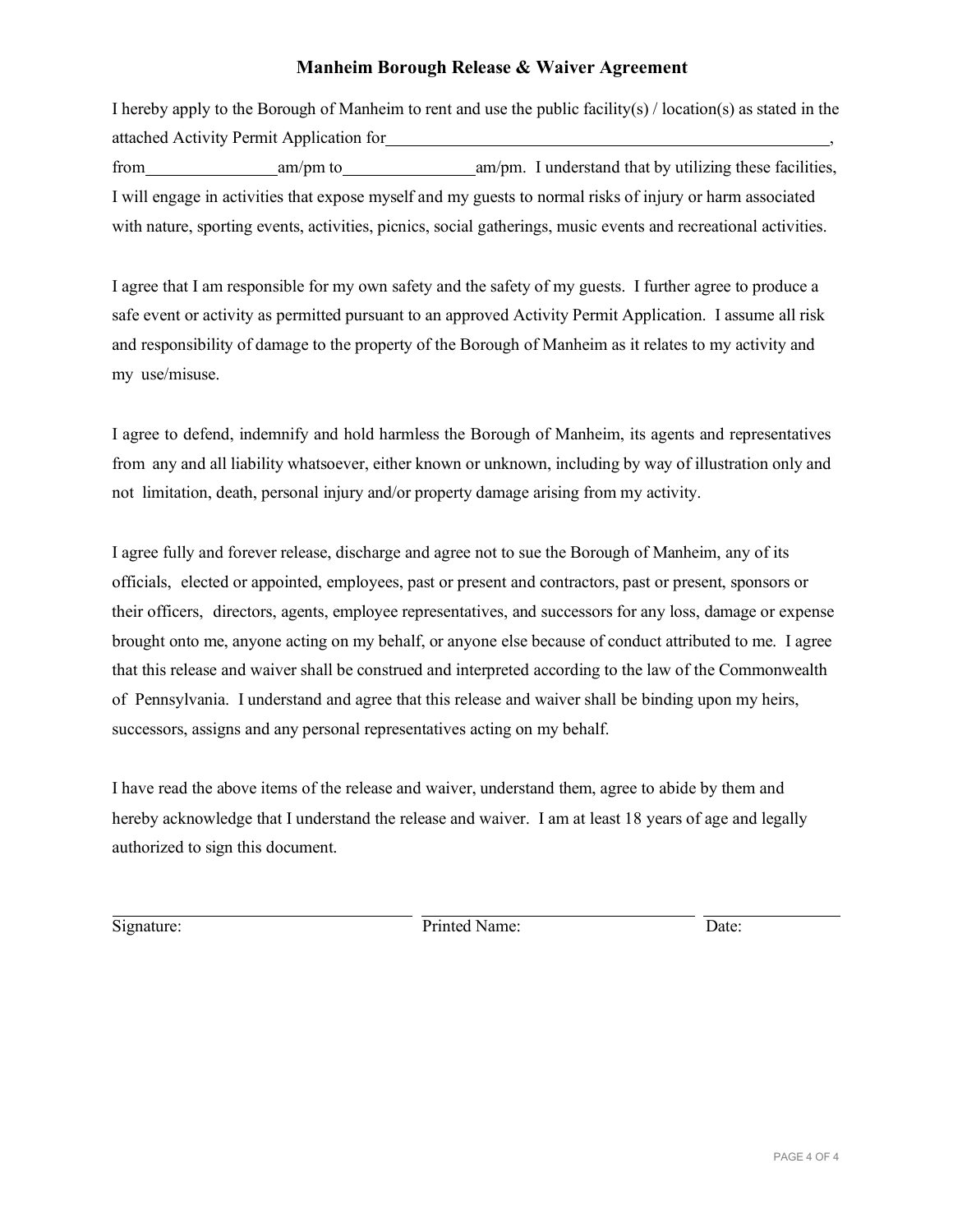# Manheim Borough Release & Waiver Agreement

I hereby apply to the Borough of Manheim to rent and use the public facility(s) / location(s) as stated in the attached Activity Permit Application for\_\_\_\_\_\_\_\_\_\_\_\_\_\_\_\_\_\_\_\_\_\_\_\_\_\_\_\_\_\_\_\_\_\_\_\_\_\_\_\_\_\_\_\_\_\_\_\_, from\_\_\_\_\_\_\_\_\_\_\_\_\_\_\_am/pm to\_\_\_\_\_\_\_\_\_\_\_\_\_\_\_am/pm. I understand that by utilizing these facilities, I will engage in activities that expose myself and my guests to normal risks of injury or harm associated with nature, sporting events, activities, picnics, social gatherings, music events and recreational activities.

I agree that I am responsible for my own safety and the safety of my guests. I further agree to produce a safe event or activity as permitted pursuant to an approved Activity Permit Application. I assume all risk and responsibility of damage to the property of the Borough of Manheim as it relates to my activity and my use/misuse.

I agree to defend, indemnify and hold harmless the Borough of Manheim, its agents and representatives from any and all liability whatsoever, either known or unknown, including by way of illustration only and not limitation, death, personal injury and/or property damage arising from my activity.

I agree fully and forever release, discharge and agree not to sue the Borough of Manheim, any of its officials, elected or appointed, employees, past or present and contractors, past or present, sponsors or their officers, directors, agents, employee representatives, and successors for any loss, damage or expense brought onto me, anyone acting on my behalf, or anyone else because of conduct attributed to me. I agree that this release and waiver shall be construed and interpreted according to the law of the Commonwealth of Pennsylvania. I understand and agree that this release and waiver shall be binding upon my heirs, successors, assigns and any personal representatives acting on my behalf.

I have read the above items of the release and waiver, understand them, agree to abide by them and hereby acknowledge that I understand the release and waiver. I am at least 18 years of age and legally authorized to sign this document.

\_\_\_\_\_\_\_\_\_\_\_\_\_\_\_\_\_\_\_\_\_\_\_\_\_\_\_\_\_\_ \_\_\_\_\_\_\_\_\_\_\_\_\_\_\_\_\_\_\_\_\_\_\_\_\_\_\_ \_\_\_\_\_\_\_\_\_\_\_\_\_

Signature: Printed Name: Date: